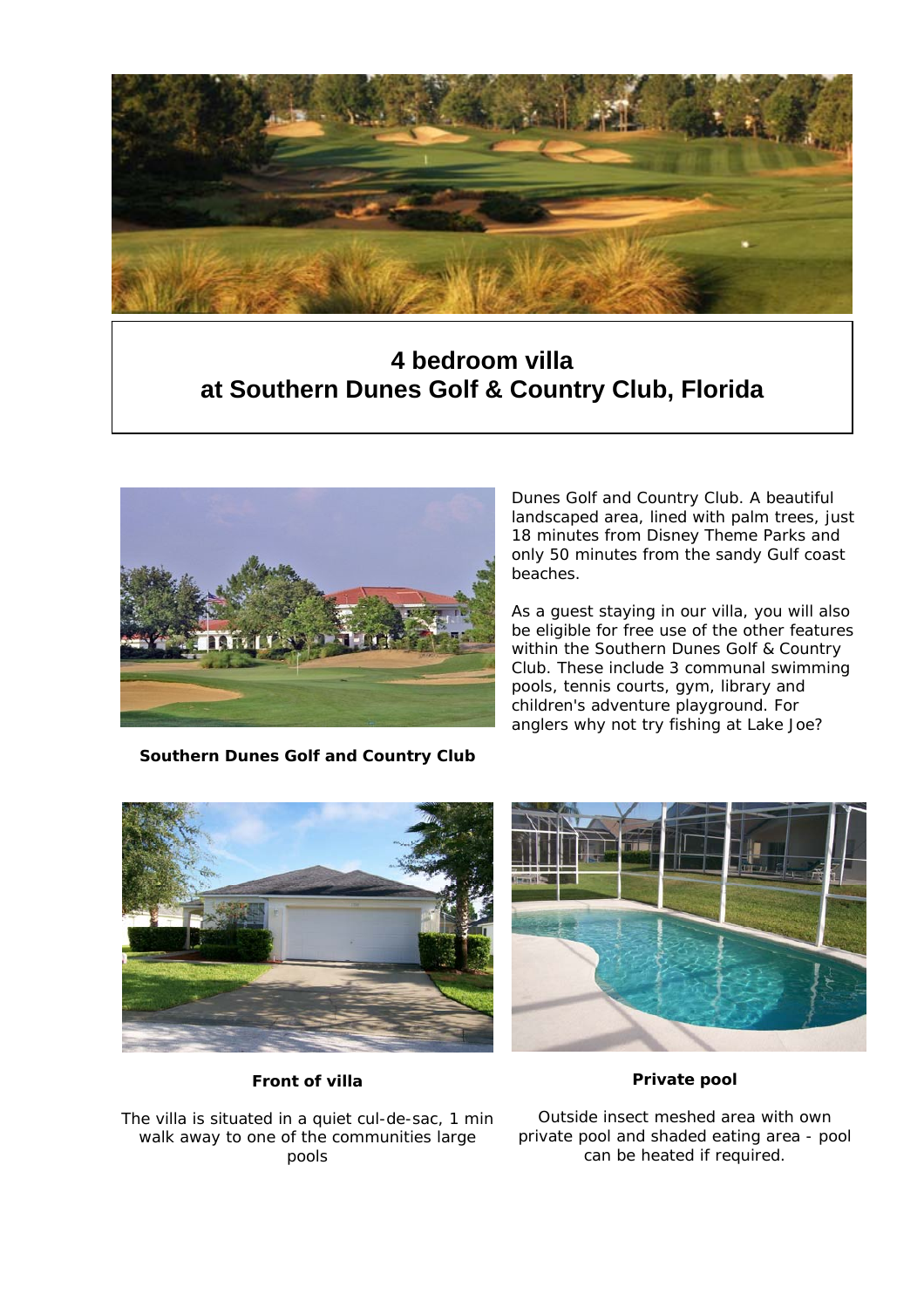# 4 bedroom villa
# at Southern Dunes Golf & Country Club, Florida

Dunes Golf and Country Club. A beautiful landscaped area, lined with palm trees, just 18 minutes from Disney Theme Parks and only 50 minutes from the sandy Gulf coast beaches.

As a guest staying in our villa, you will also be eligible for free use of the other features within the Southern Dunes Golf & Country Club. These include 3 communal swimming pools, tennis courts, gym, library and children's adventure playground. For anglers why not try fishing at Lake Joe?

**Southern Dunes Golf and Country Club**

**Front of villa**

The villa is situated in a quiet cul-de-sac, 1 min walk away to one of the communities large pools

**Private pool**

Outside insect meshed area with own private pool and shaded eating area - pool can be heated if required.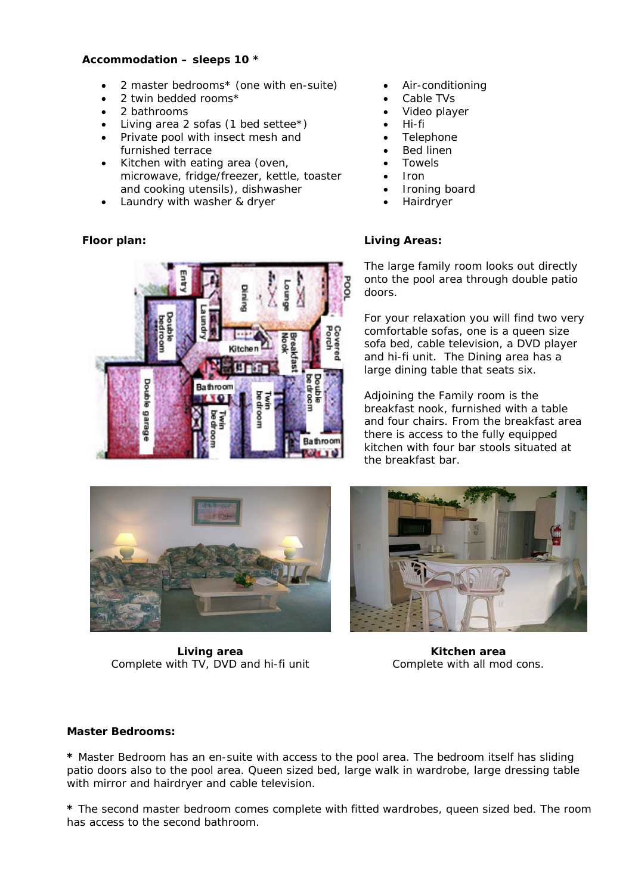**Accommodation – sleeps 10 ***

- 2 master bedrooms* (one with en-suite)
- 2 twin bedded rooms*
- 2 bathrooms
- Living area 2 sofas (1 bed settee*)
- Private pool with insect mesh and furnished terrace
- Kitchen with eating area (oven, microwave, fridge/freezer, kettle, toaster and cooking utensils), dishwasher
- Laundry with washer & dryer
- Air-conditioning
- Cable TVs
- Video player
- Hi-fi
- Telephone
- Bed linen
- Towels
- Iron
- Ironing board
- Hairdryer

**Floor plan:**

**Living Areas:**

The large family room looks out directly onto the pool area through double patio doors.

For your relaxation you will find two very comfortable sofas, one is a queen size sofa bed, cable television, a DVD player and hi-fi unit. The Dining area has a large dining table that seats six.

Adjoining the Family room is the breakfast nook, furnished with a table and four chairs. From the breakfast area there is access to the fully equipped kitchen with four bar stools situated at the breakfast bar.

**Living area**
Complete with TV, DVD and hi-fi unit

**Kitchen area**
Complete with all mod cons.

**Master Bedrooms:**

**\*** Master Bedroom has an en-suite with access to the pool area. The bedroom itself has sliding patio doors also to the pool area. Queen sized bed, large walk in wardrobe, large dressing table with mirror and hairdryer and cable television.

**\*** The second master bedroom comes complete with fitted wardrobes, queen sized bed. The room has access to the second bathroom.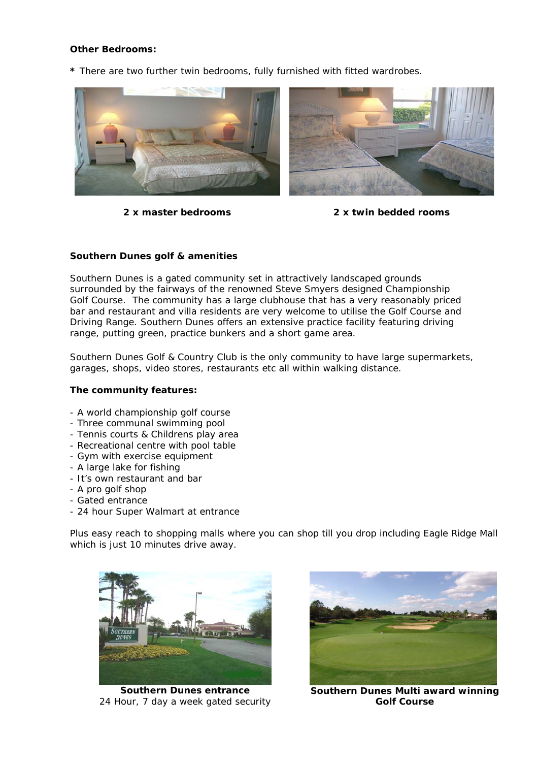**Other Bedrooms:**

**\*** There are two further twin bedrooms, fully furnished with fitted wardrobes.

**2 x master bedrooms**

**2 x twin bedded rooms**

**Southern Dunes golf & amenities**

Southern Dunes is a gated community set in attractively landscaped grounds surrounded by the fairways of the renowned Steve Smyers designed Championship Golf Course. The community has a large clubhouse that has a very reasonably priced bar and restaurant and villa residents are very welcome to utilise the Golf Course and Driving Range. Southern Dunes offers an extensive practice facility featuring driving range, putting green, practice bunkers and a short game area.

Southern Dunes Golf & Country Club is the only community to have large supermarkets, garages, shops, video stores, restaurants etc all within walking distance.

**The community features:**

- A world championship golf course
- Three communal swimming pool
- Tennis courts & Childrens play area
- Recreational centre with pool table
- Gym with exercise equipment
- A large lake for fishing
- It's own restaurant and bar
- A pro golf shop
- Gated entrance
- 24 hour Super Walmart at entrance

Plus easy reach to shopping malls where you can shop till you drop including Eagle Ridge Mall which is just 10 minutes drive away.

**Southern Dunes entrance**
24 Hour, 7 day a week gated security

**Southern Dunes Multi award winning Golf Course**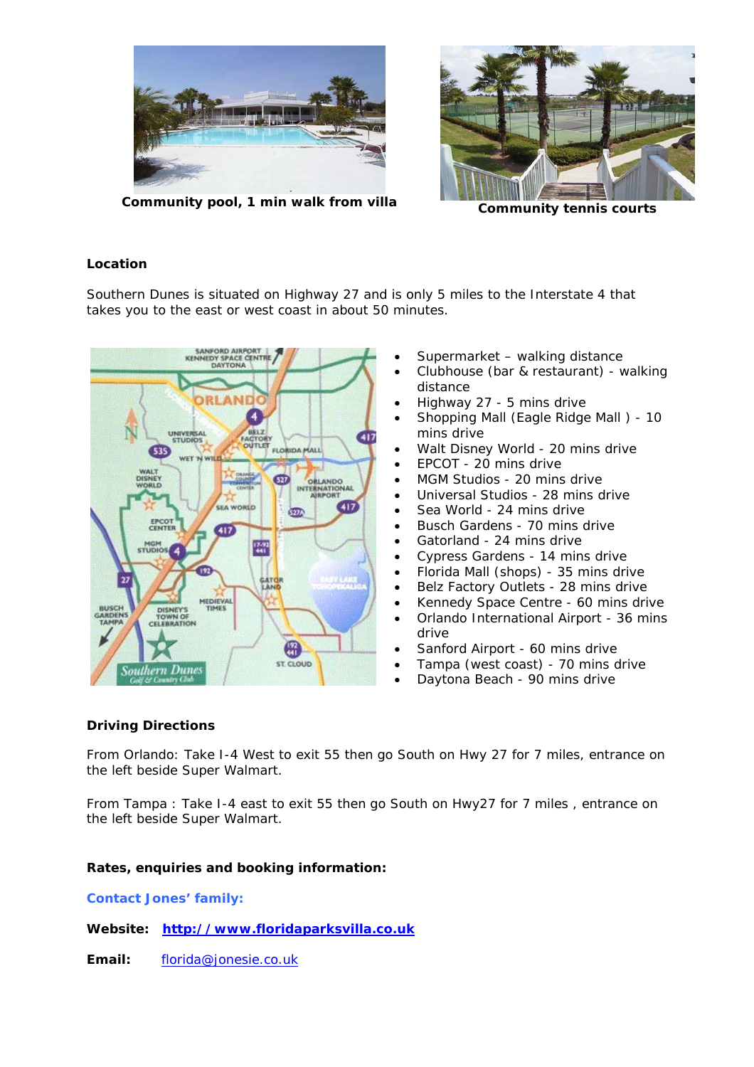Community pool, 1 min walk from villa

Community tennis courts

**Location**

Southern Dunes is situated on Highway 27 and is only 5 miles to the Interstate 4 that takes you to the east or west coast in about 50 minutes.

- Supermarket – walking distance
- Clubhouse (bar & restaurant) - walking distance
- Highway 27 - 5 mins drive
- Shopping Mall (Eagle Ridge Mall ) - 10 mins drive
- Walt Disney World - 20 mins drive
- EPCOT - 20 mins drive
- MGM Studios - 20 mins drive
- Universal Studios - 28 mins drive
- Sea World - 24 mins drive
- Busch Gardens - 70 mins drive
- Gatorland - 24 mins drive
- Cypress Gardens - 14 mins drive
- Florida Mall (shops) - 35 mins drive
- Belz Factory Outlets - 28 mins drive
- Kennedy Space Centre - 60 mins drive
- Orlando International Airport - 36 mins drive
- Sanford Airport - 60 mins drive
- Tampa (west coast) - 70 mins drive
- Daytona Beach - 90 mins drive

**Driving Directions**

From Orlando: Take I-4 West to exit 55 then go South on Hwy 27 for 7 miles, entrance on the left beside Super Walmart.

From Tampa : Take I-4 east to exit 55 then go South on Hwy27 for 7 miles , entrance on the left beside Super Walmart.

**Rates, enquiries and booking information:**

**Contact Jones' family:**

**Website:** **http://www.floridaparksvilla.co.uk**

**Email:** florida@jonesie.co.uk